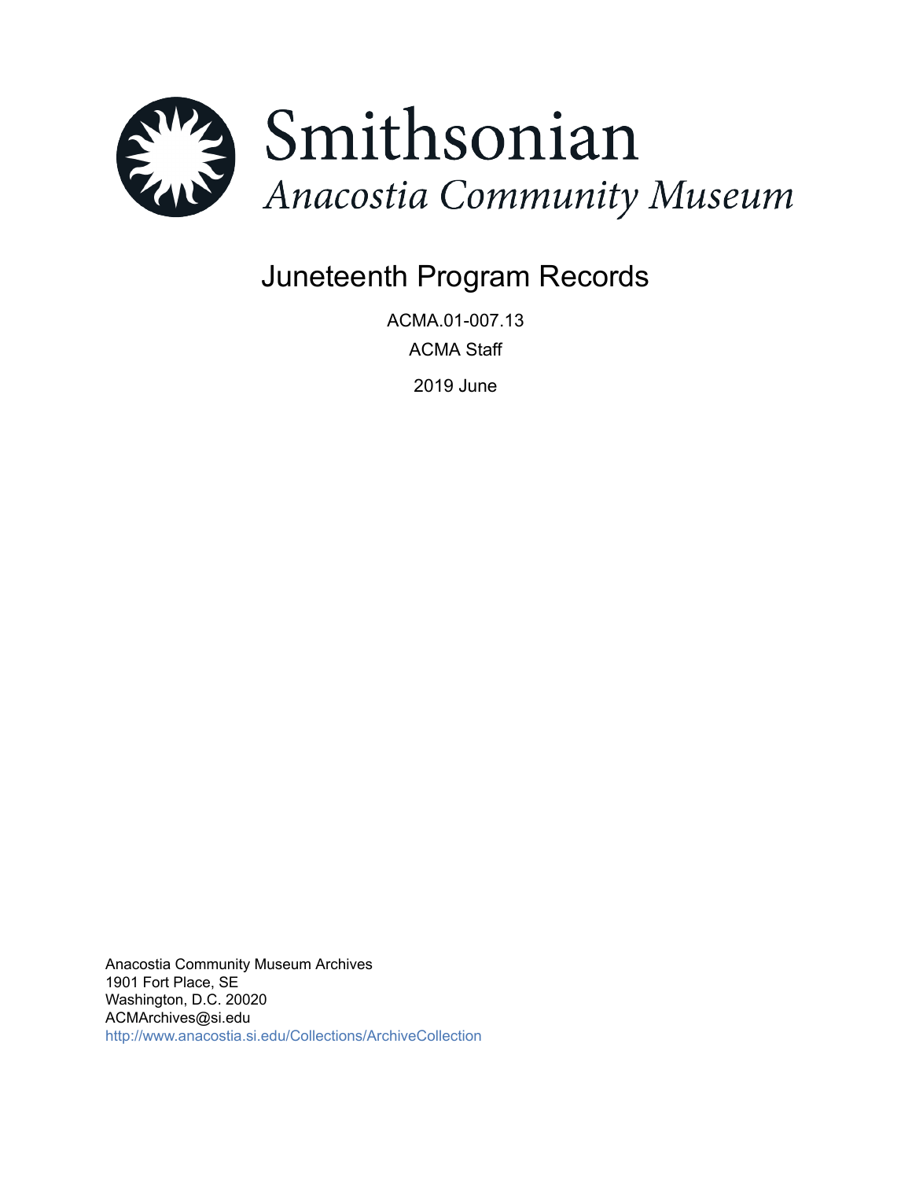Smithsonian

*Anacostia Community Museum*

# Juneteenth Program Records

ACMA.01-007.13

ACMA Staff

2019 June

Anacostia Community Museum Archives
1901 Fort Place, SE
Washington, D.C. 20020
ACMArchives@si.edu
http://www.anacostia.si.edu/Collections/ArchiveCollection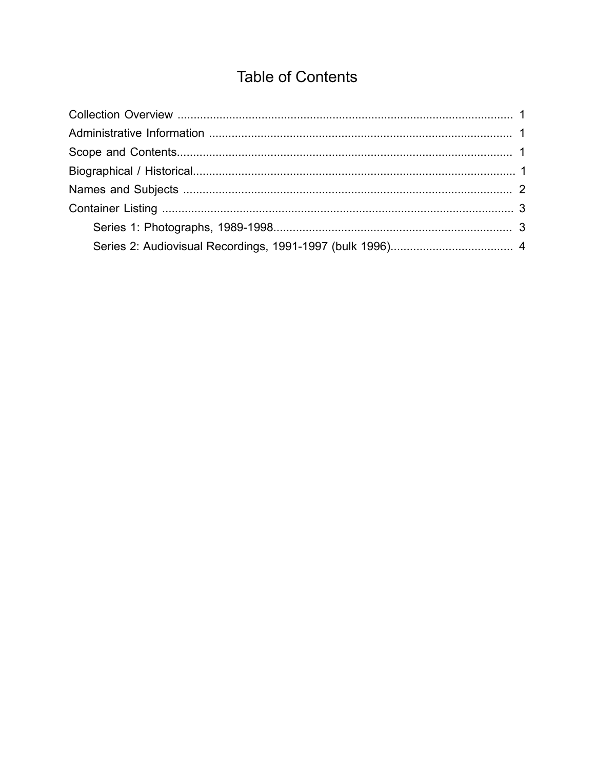# Table of Contents

- Collection Overview ........................................................................................................ 1
- Administrative Information ............................................................................................. 1
- Scope and Contents........................................................................................................ 1
- Biographical / Historical................................................................................................... 1
- Names and Subjects ....................................................................................................... 2
- Container Listing ............................................................................................................. 3
  - Series 1: Photographs, 1989-1998.......................................................................... 3
  - Series 2: Audiovisual Recordings, 1991-1997 (bulk 1996)...................................... 4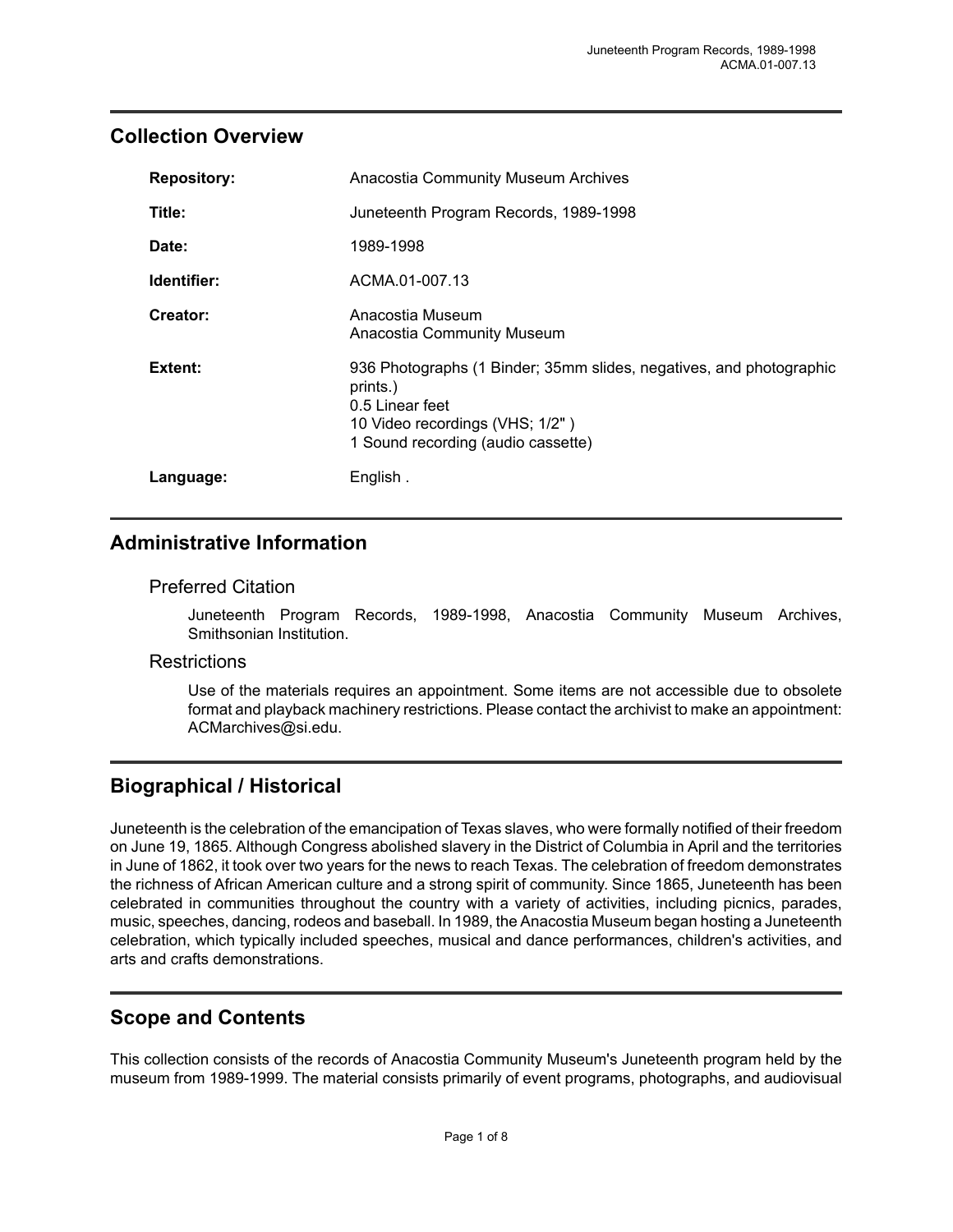## Collection Overview

| | |
|---|---|
| **Repository:** | Anacostia Community Museum Archives |
| **Title:** | Juneteenth Program Records, 1989-1998 |
| **Date:** | 1989-1998 |
| **Identifier:** | ACMA.01-007.13 |
| **Creator:** | Anacostia Museum<br>Anacostia Community Museum |
| **Extent:** | 936 Photographs (1 Binder; 35mm slides, negatives, and photographic prints.)<br>0.5 Linear feet<br>10 Video recordings (VHS; 1/2" )<br>1 Sound recording (audio cassette) |
| **Language:** | English . |

## Administrative Information

### Preferred Citation

Juneteenth Program Records, 1989-1998, Anacostia Community Museum Archives, Smithsonian Institution.

### Restrictions

Use of the materials requires an appointment. Some items are not accessible due to obsolete format and playback machinery restrictions. Please contact the archivist to make an appointment: ACMarchives@si.edu.

## Biographical / Historical

Juneteenth is the celebration of the emancipation of Texas slaves, who were formally notified of their freedom on June 19, 1865. Although Congress abolished slavery in the District of Columbia in April and the territories in June of 1862, it took over two years for the news to reach Texas. The celebration of freedom demonstrates the richness of African American culture and a strong spirit of community. Since 1865, Juneteenth has been celebrated in communities throughout the country with a variety of activities, including picnics, parades, music, speeches, dancing, rodeos and baseball. In 1989, the Anacostia Museum began hosting a Juneteenth celebration, which typically included speeches, musical and dance performances, children's activities, and arts and crafts demonstrations.

## Scope and Contents

This collection consists of the records of Anacostia Community Museum's Juneteenth program held by the museum from 1989-1999. The material consists primarily of event programs, photographs, and audiovisual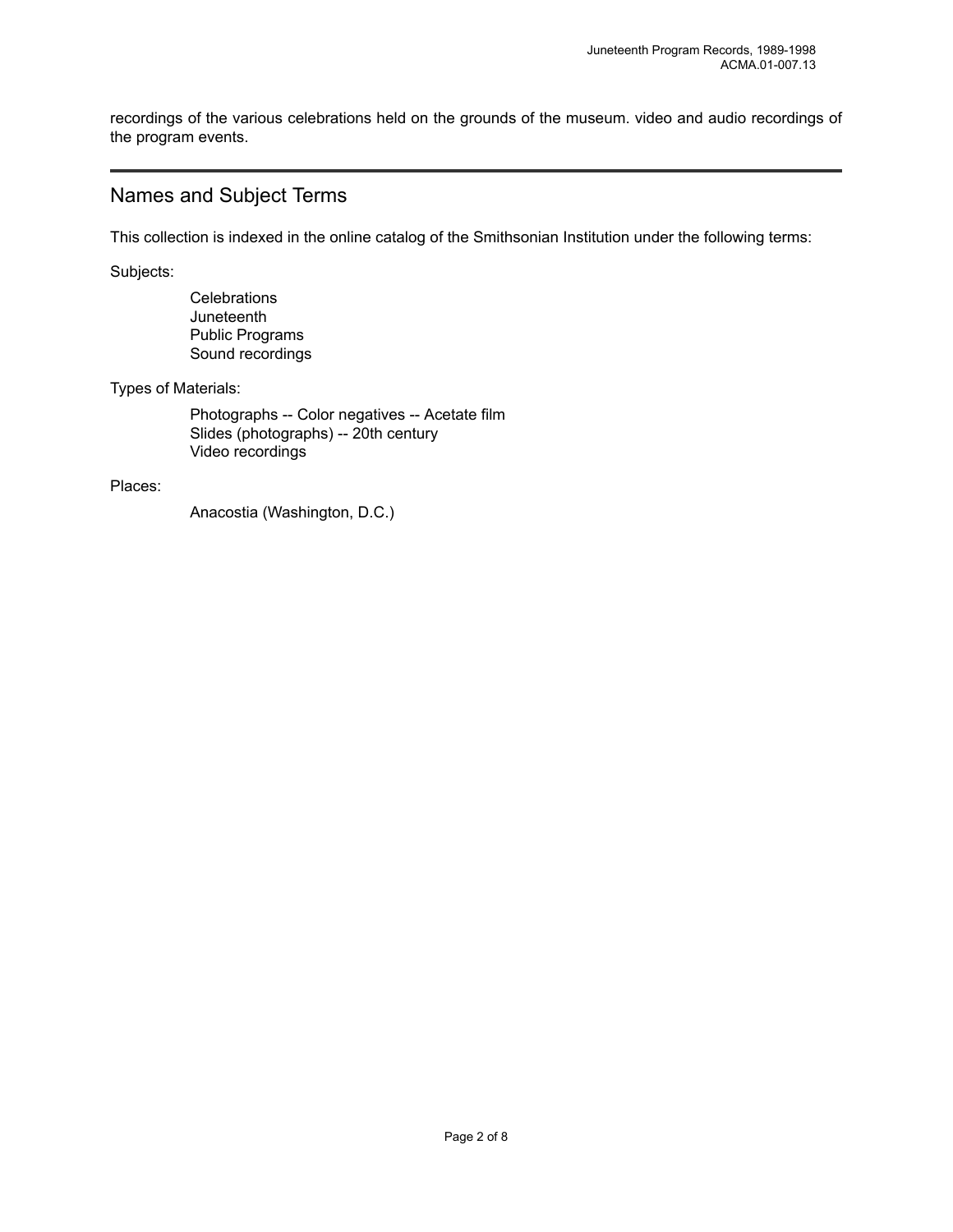recordings of the various celebrations held on the grounds of the museum. video and audio recordings of the program events.

---

## Names and Subject Terms

This collection is indexed in the online catalog of the Smithsonian Institution under the following terms:

Subjects:

Celebrations
Juneteenth
Public Programs
Sound recordings

Types of Materials:

Photographs -- Color negatives -- Acetate film
Slides (photographs) -- 20th century
Video recordings

Places:

Anacostia (Washington, D.C.)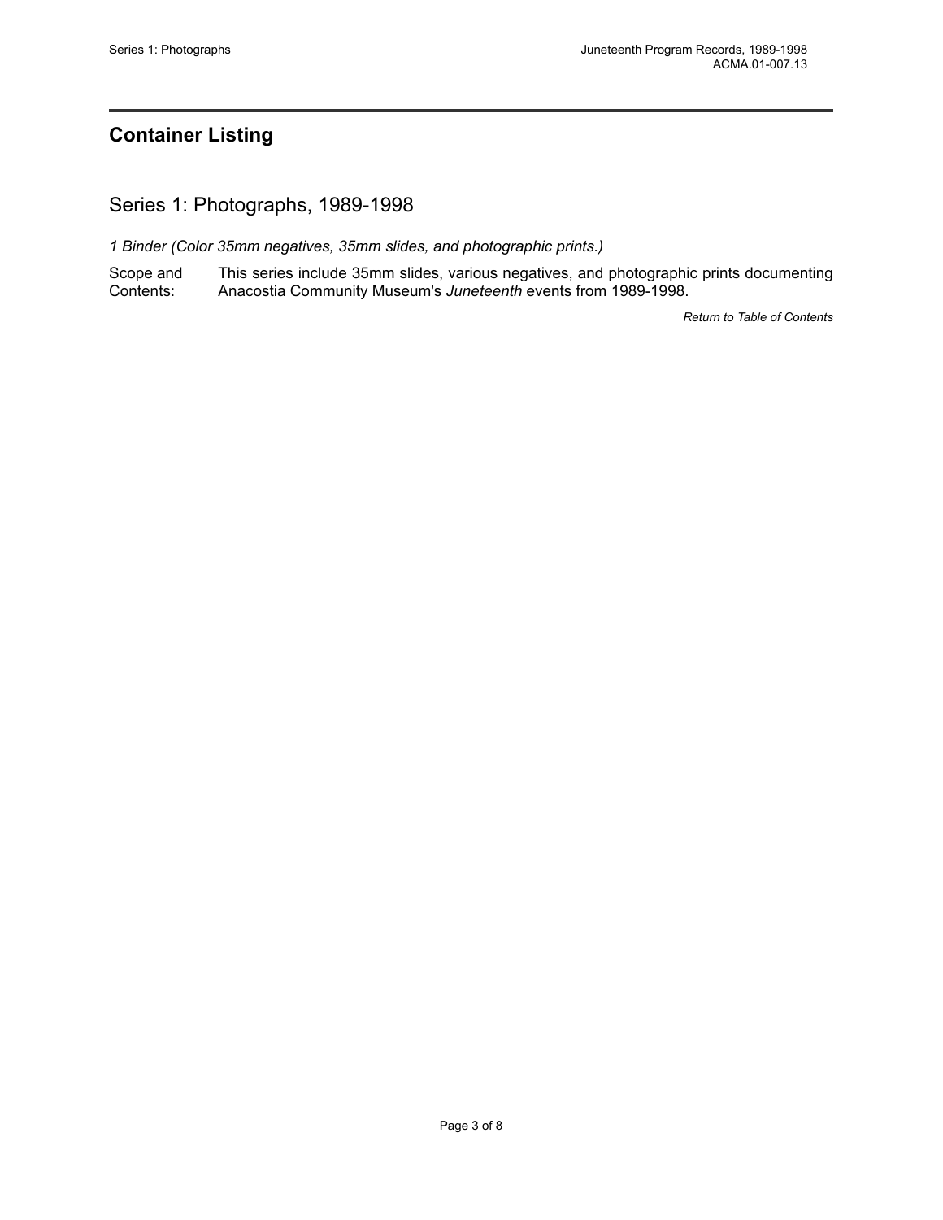## Container Listing

### Series 1: Photographs, 1989-1998

*1 Binder (Color 35mm negatives, 35mm slides, and photographic prints.)*

Scope and Contents: This series include 35mm slides, various negatives, and photographic prints documenting Anacostia Community Museum's *Juneteenth* events from 1989-1998.

*Return to Table of Contents*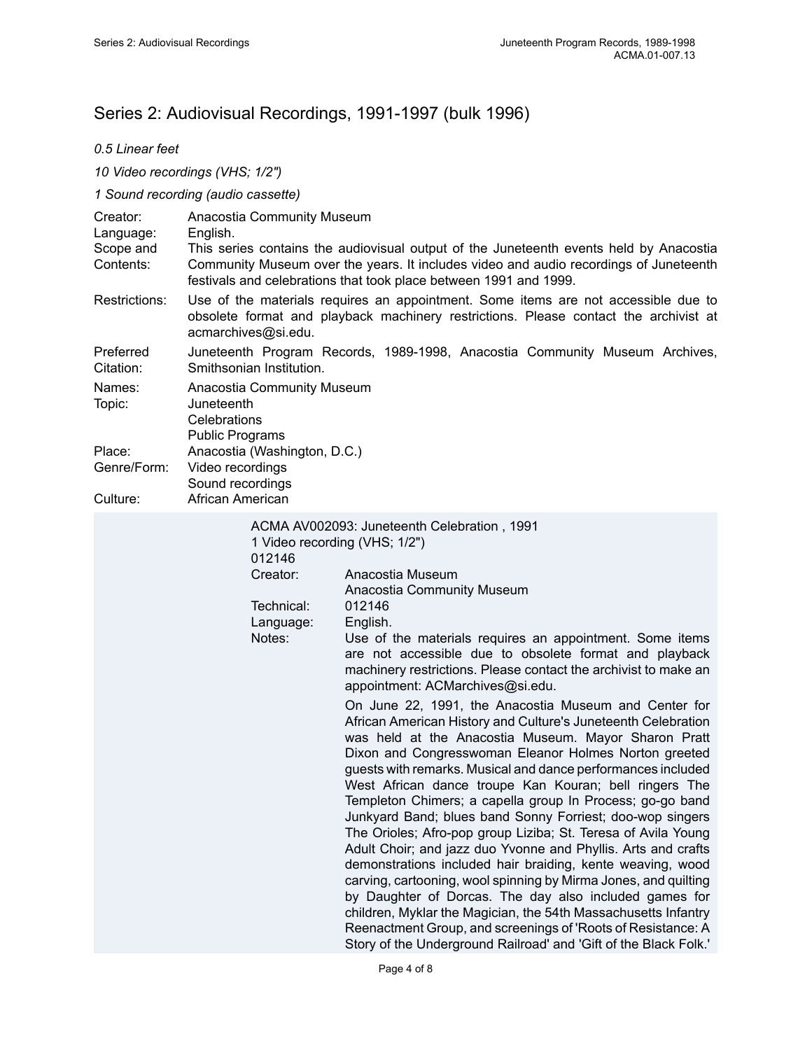## Series 2: Audiovisual Recordings, 1991-1997 (bulk 1996)

*0.5 Linear feet*

*10 Video recordings (VHS; 1/2")*

*1 Sound recording (audio cassette)*

Creator: Anacostia Community Museum

Language: English.

Scope and Contents: This series contains the audiovisual output of the Juneteenth events held by Anacostia Community Museum over the years. It includes video and audio recordings of Juneteenth festivals and celebrations that took place between 1991 and 1999.

Restrictions: Use of the materials requires an appointment. Some items are not accessible due to obsolete format and playback machinery restrictions. Please contact the archivist at acmarchives@si.edu.

Preferred Citation: Juneteenth Program Records, 1989-1998, Anacostia Community Museum Archives, Smithsonian Institution.

Names: Anacostia Community Museum

Topic: Juneteenth
Celebrations
Public Programs

Place: Anacostia (Washington, D.C.)

Genre/Form: Video recordings
Sound recordings

Culture: African American

ACMA AV002093: Juneteenth Celebration , 1991
1 Video recording (VHS; 1/2")
012146

Creator: Anacostia Museum
Anacostia Community Museum

Technical: 012146

Language: English.

Notes: Use of the materials requires an appointment. Some items are not accessible due to obsolete format and playback machinery restrictions. Please contact the archivist to make an appointment: ACMarchives@si.edu.

On June 22, 1991, the Anacostia Museum and Center for African American History and Culture's Juneteenth Celebration was held at the Anacostia Museum. Mayor Sharon Pratt Dixon and Congresswoman Eleanor Holmes Norton greeted guests with remarks. Musical and dance performances included West African dance troupe Kan Kouran; bell ringers The Templeton Chimers; a capella group In Process; go-go band Junkyard Band; blues band Sonny Forriest; doo-wop singers The Orioles; Afro-pop group Liziba; St. Teresa of Avila Young Adult Choir; and jazz duo Yvonne and Phyllis. Arts and crafts demonstrations included hair braiding, kente weaving, wood carving, cartooning, wool spinning by Mirma Jones, and quilting by Daughter of Dorcas. The day also included games for children, Myklar the Magician, the 54th Massachusetts Infantry Reenactment Group, and screenings of 'Roots of Resistance: A Story of the Underground Railroad' and 'Gift of the Black Folk.'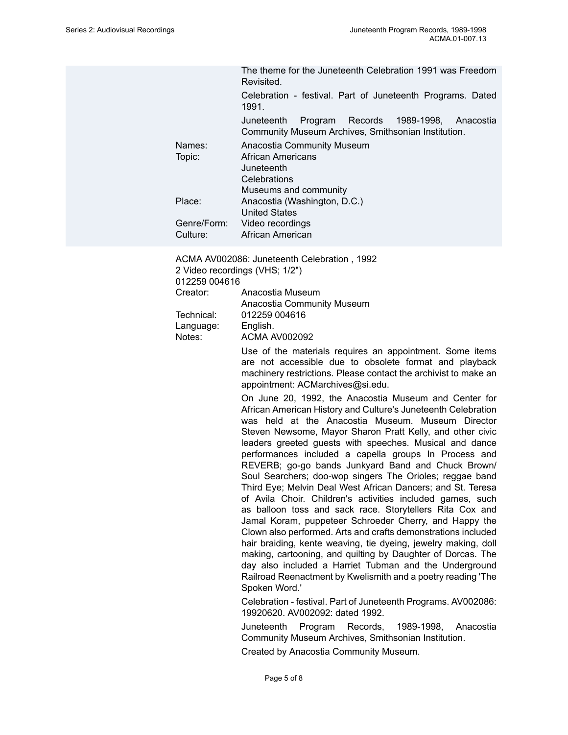The theme for the Juneteenth Celebration 1991 was Freedom Revisited.

Celebration - festival. Part of Juneteenth Programs. Dated 1991.

Juneteenth Program Records 1989-1998, Anacostia Community Museum Archives, Smithsonian Institution.

| | |
|---|---|
| Names: | Anacostia Community Museum |
| Topic: | African Americans<br>Juneteenth<br>Celebrations<br>Museums and community |
| Place: | Anacostia (Washington, D.C.)<br>United States |
| Genre/Form: | Video recordings |
| Culture: | African American |

ACMA AV002086: Juneteenth Celebration , 1992
2 Video recordings (VHS; 1/2")
012259 004616

| | |
|---|---|
| Creator: | Anacostia Museum<br>Anacostia Community Museum |
| Technical: | 012259 004616 |
| Language: | English. |
| Notes: | ACMA AV002092 |

Use of the materials requires an appointment. Some items are not accessible due to obsolete format and playback machinery restrictions. Please contact the archivist to make an appointment: ACMarchives@si.edu.

On June 20, 1992, the Anacostia Museum and Center for African American History and Culture's Juneteenth Celebration was held at the Anacostia Museum. Museum Director Steven Newsome, Mayor Sharon Pratt Kelly, and other civic leaders greeted guests with speeches. Musical and dance performances included a capella groups In Process and REVERB; go-go bands Junkyard Band and Chuck Brown/ Soul Searchers; doo-wop singers The Orioles; reggae band Third Eye; Melvin Deal West African Dancers; and St. Teresa of Avila Choir. Children's activities included games, such as balloon toss and sack race. Storytellers Rita Cox and Jamal Koram, puppeteer Schroeder Cherry, and Happy the Clown also performed. Arts and crafts demonstrations included hair braiding, kente weaving, tie dyeing, jewelry making, doll making, cartooning, and quilting by Daughter of Dorcas. The day also included a Harriet Tubman and the Underground Railroad Reenactment by Kwelismith and a poetry reading 'The Spoken Word.'

Celebration - festival. Part of Juneteenth Programs. AV002086: 19920620. AV002092: dated 1992.

Juneteenth Program Records, 1989-1998, Anacostia Community Museum Archives, Smithsonian Institution.

Created by Anacostia Community Museum.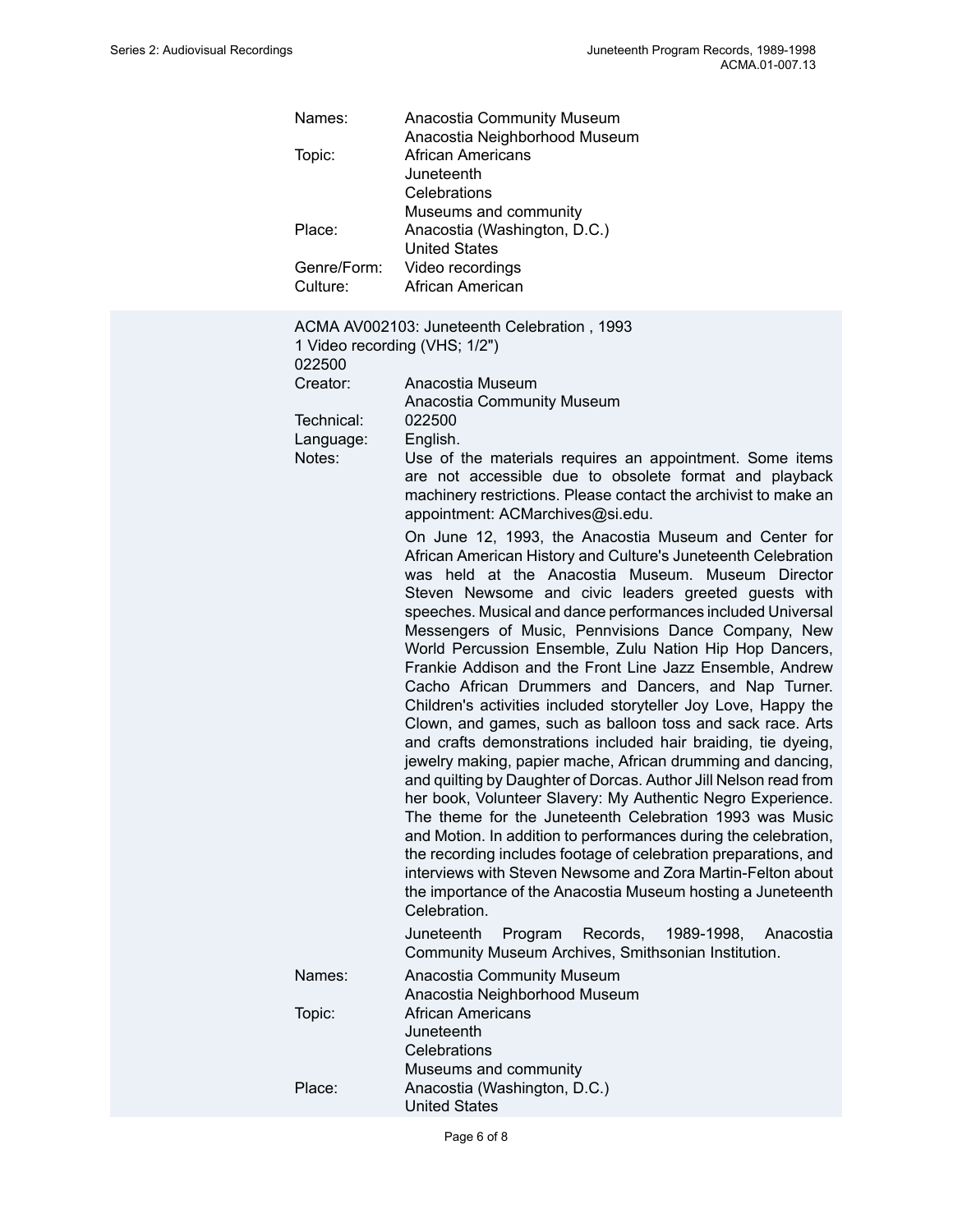Names: Anacostia Community Museum
Anacostia Neighborhood Museum

Topic: African Americans
Juneteenth
Celebrations
Museums and community

Place: Anacostia (Washington, D.C.)
United States

Genre/Form: Video recordings

Culture: African American

ACMA AV002103: Juneteenth Celebration , 1993
1 Video recording (VHS; 1/2")
022500

Creator: Anacostia Museum
Anacostia Community Museum

Technical: 022500

Language: English.

Notes: Use of the materials requires an appointment. Some items are not accessible due to obsolete format and playback machinery restrictions. Please contact the archivist to make an appointment: ACMarchives@si.edu.

On June 12, 1993, the Anacostia Museum and Center for African American History and Culture's Juneteenth Celebration was held at the Anacostia Museum. Museum Director Steven Newsome and civic leaders greeted guests with speeches. Musical and dance performances included Universal Messengers of Music, Pennvisions Dance Company, New World Percussion Ensemble, Zulu Nation Hip Hop Dancers, Frankie Addison and the Front Line Jazz Ensemble, Andrew Cacho African Drummers and Dancers, and Nap Turner. Children's activities included storyteller Joy Love, Happy the Clown, and games, such as balloon toss and sack race. Arts and crafts demonstrations included hair braiding, tie dyeing, jewelry making, papier mache, African drumming and dancing, and quilting by Daughter of Dorcas. Author Jill Nelson read from her book, Volunteer Slavery: My Authentic Negro Experience. The theme for the Juneteenth Celebration 1993 was Music and Motion. In addition to performances during the celebration, the recording includes footage of celebration preparations, and interviews with Steven Newsome and Zora Martin-Felton about the importance of the Anacostia Museum hosting a Juneteenth Celebration.

Juneteenth Program Records, 1989-1998, Anacostia Community Museum Archives, Smithsonian Institution.

Names: Anacostia Community Museum
Anacostia Neighborhood Museum

Topic: African Americans
Juneteenth
Celebrations
Museums and community

Place: Anacostia (Washington, D.C.)
United States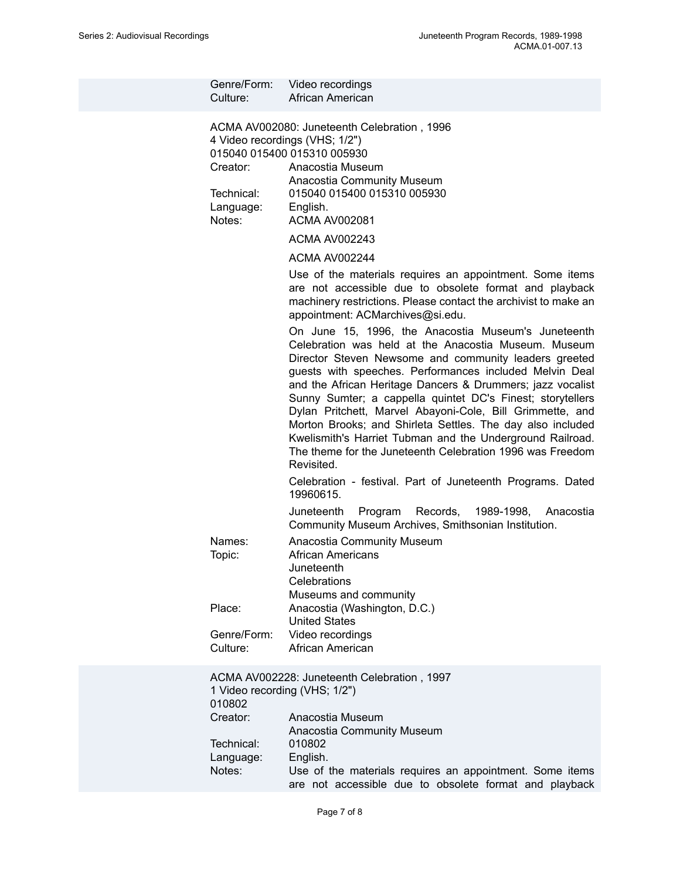Genre/Form: Video recordings
Culture: African American

ACMA AV002080: Juneteenth Celebration , 1996
4 Video recordings (VHS; 1/2")
015040 015400 015310 005930

Creator: Anacostia Museum
Anacostia Community Museum

Technical: 015040 015400 015310 005930

Language: English.

Notes: ACMA AV002081

ACMA AV002243

ACMA AV002244

Use of the materials requires an appointment. Some items are not accessible due to obsolete format and playback machinery restrictions. Please contact the archivist to make an appointment: ACMarchives@si.edu.

On June 15, 1996, the Anacostia Museum's Juneteenth Celebration was held at the Anacostia Museum. Museum Director Steven Newsome and community leaders greeted guests with speeches. Performances included Melvin Deal and the African Heritage Dancers & Drummers; jazz vocalist Sunny Sumter; a cappella quintet DC's Finest; storytellers Dylan Pritchett, Marvel Abayoni-Cole, Bill Grimmette, and Morton Brooks; and Shirleta Settles. The day also included Kwelismith's Harriet Tubman and the Underground Railroad. The theme for the Juneteenth Celebration 1996 was Freedom Revisited.

Celebration - festival. Part of Juneteenth Programs. Dated 19960615.

Juneteenth Program Records, 1989-1998, Anacostia Community Museum Archives, Smithsonian Institution.

Names: Anacostia Community Museum

Topic: African Americans
Juneteenth
Celebrations
Museums and community

Place: Anacostia (Washington, D.C.)
United States

Genre/Form: Video recordings

Culture: African American

ACMA AV002228: Juneteenth Celebration , 1997
1 Video recording (VHS; 1/2")
010802

Creator: Anacostia Museum
Anacostia Community Museum

Technical: 010802

Language: English.

Notes: Use of the materials requires an appointment. Some items are not accessible due to obsolete format and playback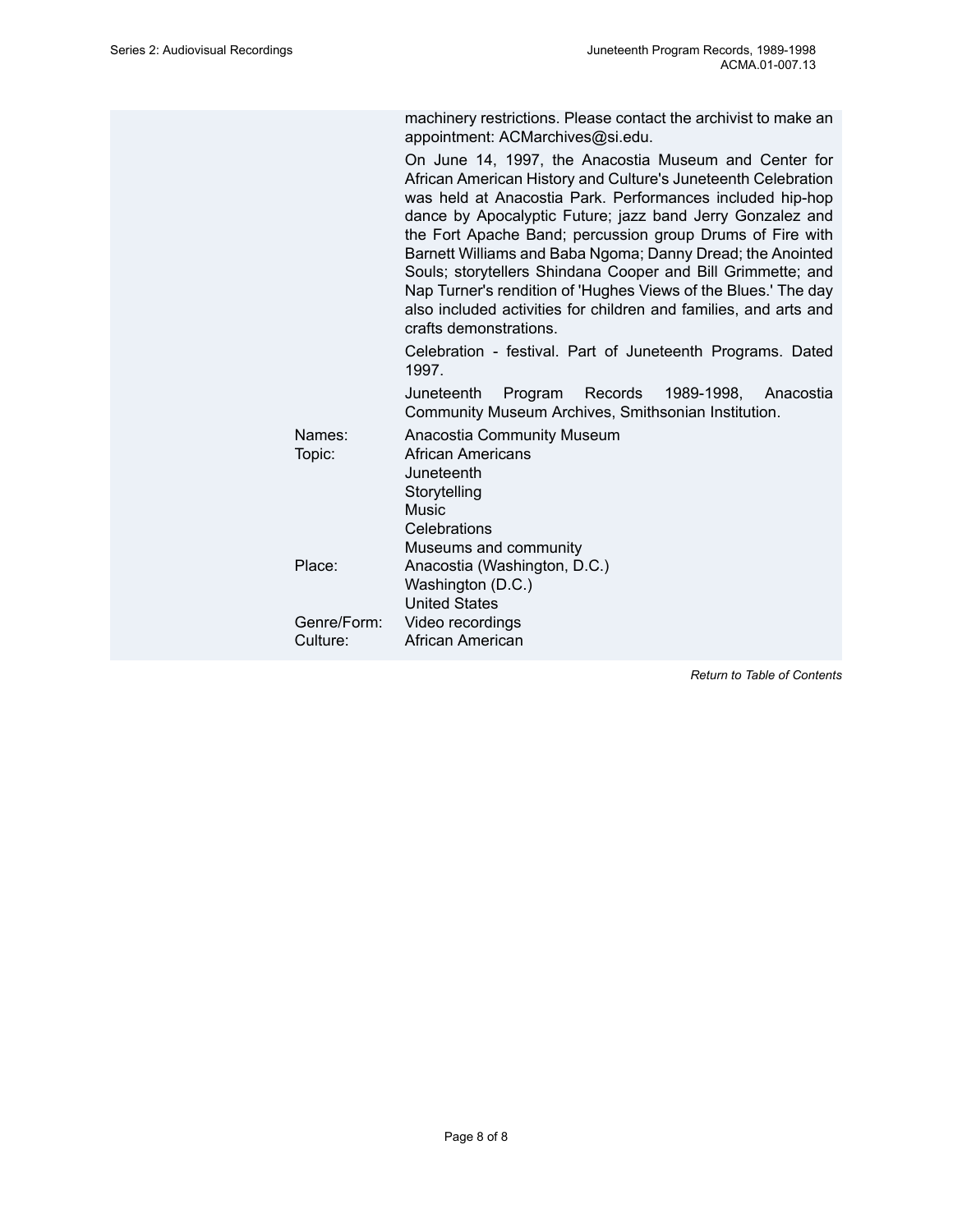machinery restrictions. Please contact the archivist to make an appointment: ACMarchives@si.edu.

On June 14, 1997, the Anacostia Museum and Center for African American History and Culture's Juneteenth Celebration was held at Anacostia Park. Performances included hip-hop dance by Apocalyptic Future; jazz band Jerry Gonzalez and the Fort Apache Band; percussion group Drums of Fire with Barnett Williams and Baba Ngoma; Danny Dread; the Anointed Souls; storytellers Shindana Cooper and Bill Grimmette; and Nap Turner's rendition of 'Hughes Views of the Blues.' The day also included activities for children and families, and arts and crafts demonstrations.

Celebration - festival. Part of Juneteenth Programs. Dated 1997.

Juneteenth Program Records 1989-1998, Anacostia Community Museum Archives, Smithsonian Institution.

| | |
|---|---|
| Names: | Anacostia Community Museum |
| Topic: | African Americans<br>Juneteenth<br>Storytelling<br>Music<br>Celebrations<br>Museums and community |
| Place: | Anacostia (Washington, D.C.)<br>Washington (D.C.)<br>United States |
| Genre/Form: | Video recordings |
| Culture: | African American |

*Return to Table of Contents*